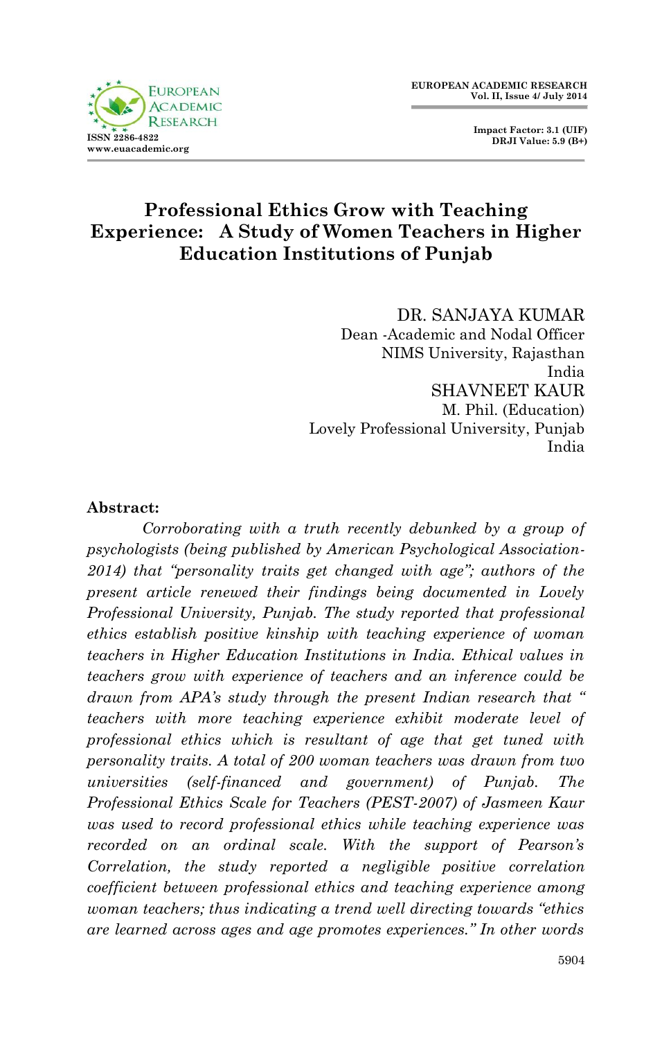# Professional Ethics Grow with Teaching Experience: A Study of Women Teachers in Higher Education Institutions of Punjab

DR. SANJAYA KUMAR
Dean -Academic and Nodal Officer
NIMS University, Rajasthan
India

SHAVNEET KAUR
M. Phil. (Education)
Lovely Professional University, Punjab
India

**Abstract:**

*Corroborating with a truth recently debunked by a group of psychologists (being published by American Psychological Association-2014) that "personality traits get changed with age"; authors of the present article renewed their findings being documented in Lovely Professional University, Punjab. The study reported that professional ethics establish positive kinship with teaching experience of woman teachers in Higher Education Institutions in India. Ethical values in teachers grow with experience of teachers and an inference could be drawn from APA's study through the present Indian research that " teachers with more teaching experience exhibit moderate level of professional ethics which is resultant of age that get tuned with personality traits. A total of 200 woman teachers was drawn from two universities (self-financed and government) of Punjab. The Professional Ethics Scale for Teachers (PEST-2007) of Jasmeen Kaur was used to record professional ethics while teaching experience was recorded on an ordinal scale. With the support of Pearson's Correlation, the study reported a negligible positive correlation coefficient between professional ethics and teaching experience among woman teachers; thus indicating a trend well directing towards "ethics are learned across ages and age promotes experiences." In other words*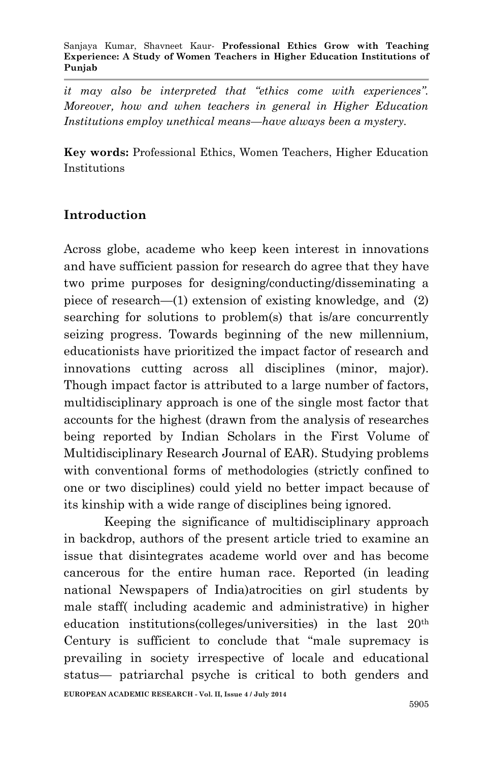*it may also be interpreted that "ethics come with experiences". Moreover, how and when teachers in general in Higher Education Institutions employ unethical means—have always been a mystery.*

**Key words:** Professional Ethics, Women Teachers, Higher Education Institutions

## Introduction

Across globe, academe who keep keen interest in innovations and have sufficient passion for research do agree that they have two prime purposes for designing/conducting/disseminating a piece of research—(1) extension of existing knowledge, and (2) searching for solutions to problem(s) that is/are concurrently seizing progress. Towards beginning of the new millennium, educationists have prioritized the impact factor of research and innovations cutting across all disciplines (minor, major). Though impact factor is attributed to a large number of factors, multidisciplinary approach is one of the single most factor that accounts for the highest (drawn from the analysis of researches being reported by Indian Scholars in the First Volume of Multidisciplinary Research Journal of EAR). Studying problems with conventional forms of methodologies (strictly confined to one or two disciplines) could yield no better impact because of its kinship with a wide range of disciplines being ignored.

Keeping the significance of multidisciplinary approach in backdrop, authors of the present article tried to examine an issue that disintegrates academe world over and has become cancerous for the entire human race. Reported (in leading national Newspapers of India)atrocities on girl students by male staff( including academic and administrative) in higher education institutions(colleges/universities) in the last 20th Century is sufficient to conclude that "male supremacy is prevailing in society irrespective of locale and educational status— patriarchal psyche is critical to both genders and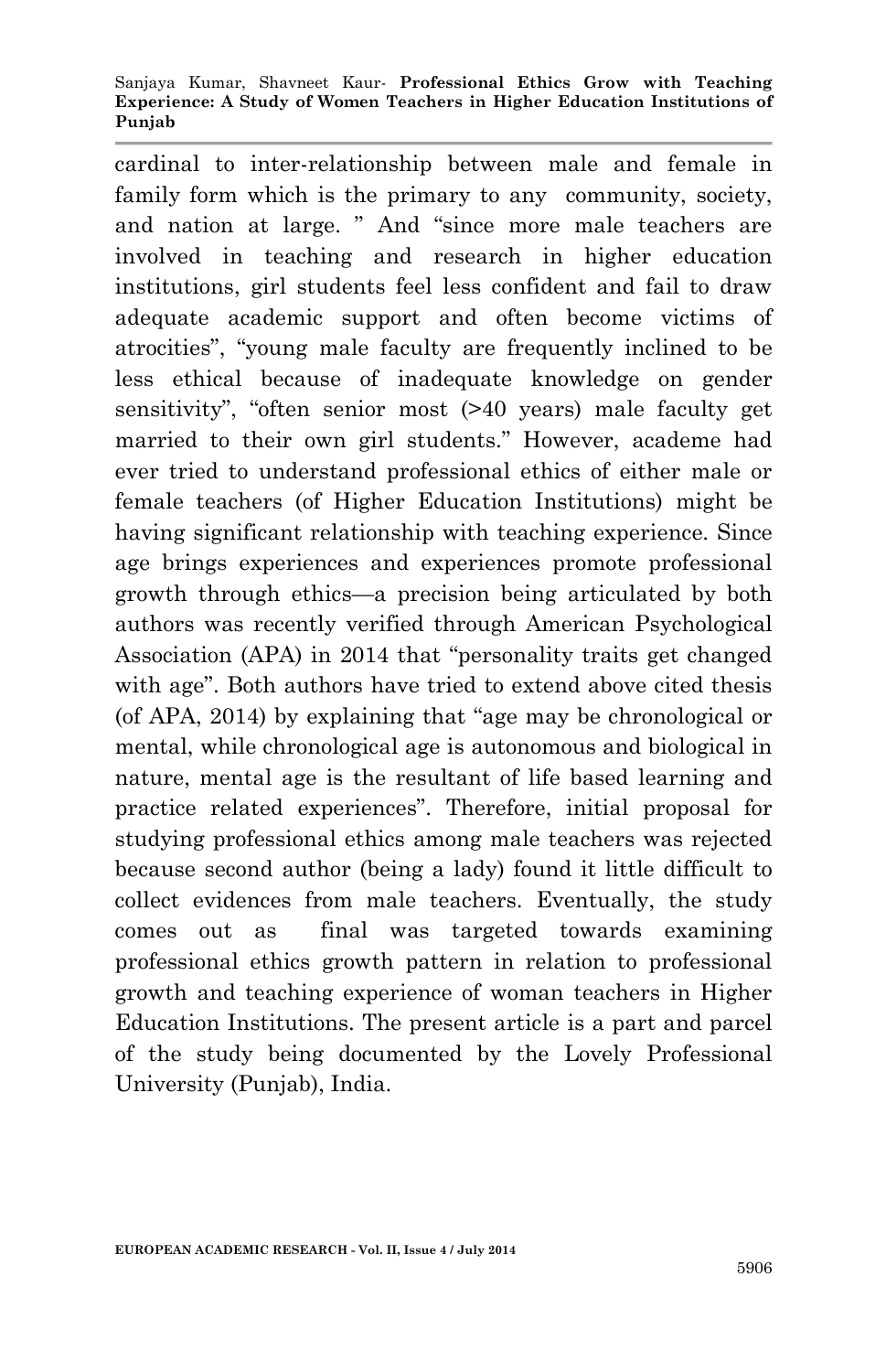cardinal to inter-relationship between male and female in family form which is the primary to any community, society, and nation at large. " And "since more male teachers are involved in teaching and research in higher education institutions, girl students feel less confident and fail to draw adequate academic support and often become victims of atrocities", "young male faculty are frequently inclined to be less ethical because of inadequate knowledge on gender sensitivity", "often senior most (>40 years) male faculty get married to their own girl students." However, academe had ever tried to understand professional ethics of either male or female teachers (of Higher Education Institutions) might be having significant relationship with teaching experience. Since age brings experiences and experiences promote professional growth through ethics—a precision being articulated by both authors was recently verified through American Psychological Association (APA) in 2014 that "personality traits get changed with age". Both authors have tried to extend above cited thesis (of APA, 2014) by explaining that "age may be chronological or mental, while chronological age is autonomous and biological in nature, mental age is the resultant of life based learning and practice related experiences". Therefore, initial proposal for studying professional ethics among male teachers was rejected because second author (being a lady) found it little difficult to collect evidences from male teachers. Eventually, the study comes out as final was targeted towards examining professional ethics growth pattern in relation to professional growth and teaching experience of woman teachers in Higher Education Institutions. The present article is a part and parcel of the study being documented by the Lovely Professional University (Punjab), India.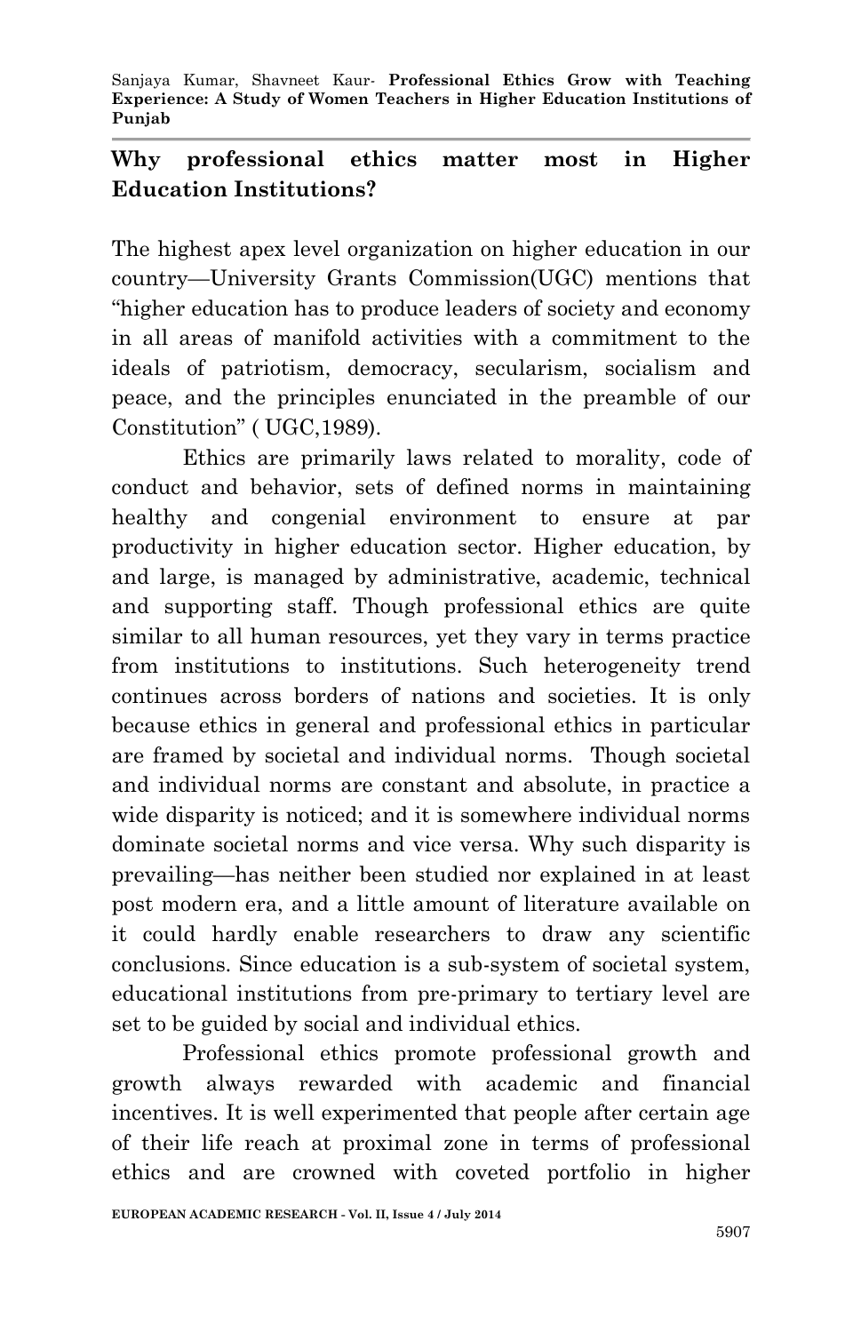## Why professional ethics matter most in Higher Education Institutions?

The highest apex level organization on higher education in our country—University Grants Commission(UGC) mentions that "higher education has to produce leaders of society and economy in all areas of manifold activities with a commitment to the ideals of patriotism, democracy, secularism, socialism and peace, and the principles enunciated in the preamble of our Constitution" ( UGC,1989).

Ethics are primarily laws related to morality, code of conduct and behavior, sets of defined norms in maintaining healthy and congenial environment to ensure at par productivity in higher education sector. Higher education, by and large, is managed by administrative, academic, technical and supporting staff. Though professional ethics are quite similar to all human resources, yet they vary in terms practice from institutions to institutions. Such heterogeneity trend continues across borders of nations and societies. It is only because ethics in general and professional ethics in particular are framed by societal and individual norms. Though societal and individual norms are constant and absolute, in practice a wide disparity is noticed; and it is somewhere individual norms dominate societal norms and vice versa. Why such disparity is prevailing—has neither been studied nor explained in at least post modern era, and a little amount of literature available on it could hardly enable researchers to draw any scientific conclusions. Since education is a sub-system of societal system, educational institutions from pre-primary to tertiary level are set to be guided by social and individual ethics.

Professional ethics promote professional growth and growth always rewarded with academic and financial incentives. It is well experimented that people after certain age of their life reach at proximal zone in terms of professional ethics and are crowned with coveted portfolio in higher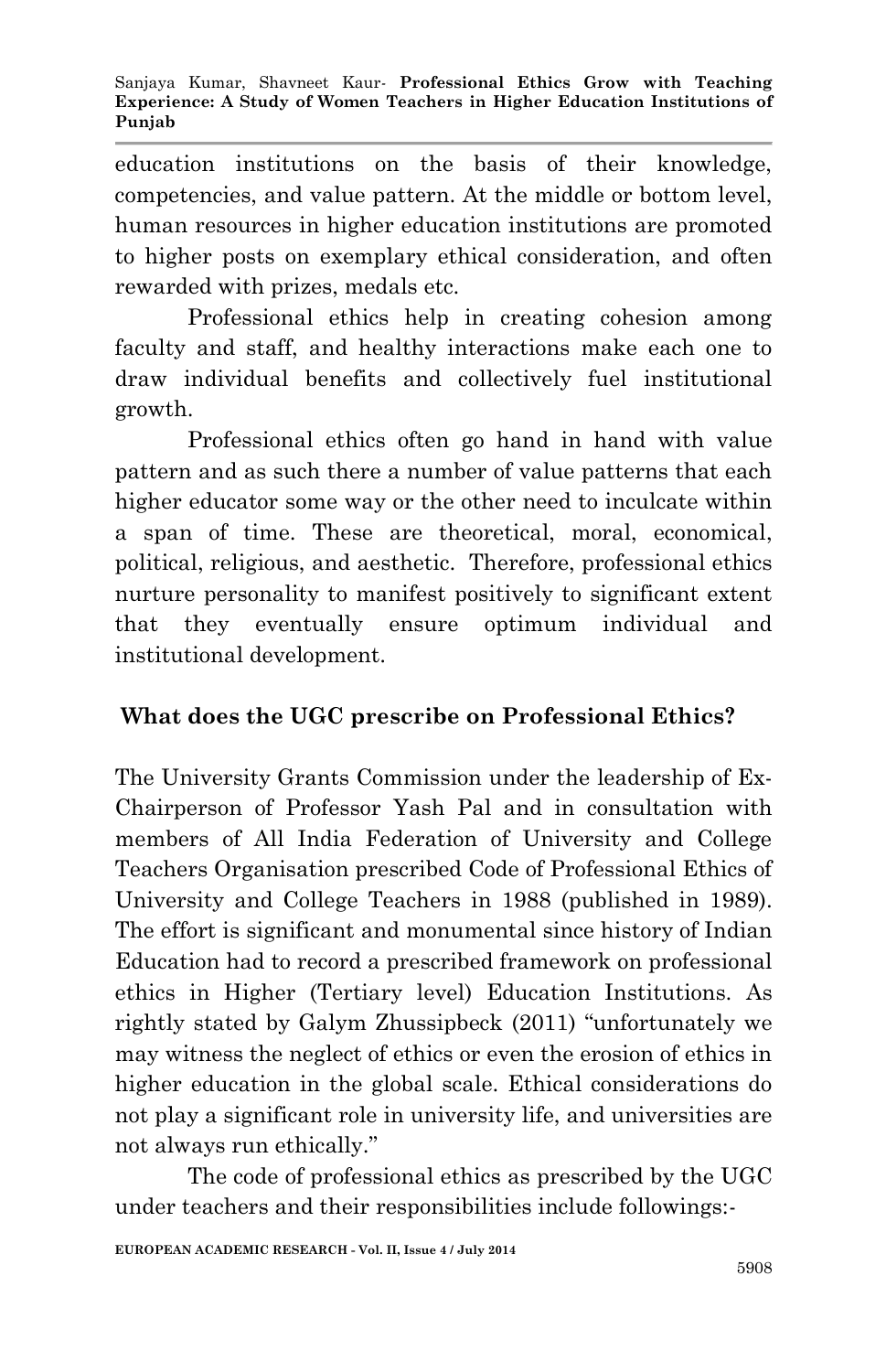education institutions on the basis of their knowledge, competencies, and value pattern. At the middle or bottom level, human resources in higher education institutions are promoted to higher posts on exemplary ethical consideration, and often rewarded with prizes, medals etc.

Professional ethics help in creating cohesion among faculty and staff, and healthy interactions make each one to draw individual benefits and collectively fuel institutional growth.

Professional ethics often go hand in hand with value pattern and as such there a number of value patterns that each higher educator some way or the other need to inculcate within a span of time. These are theoretical, moral, economical, political, religious, and aesthetic. Therefore, professional ethics nurture personality to manifest positively to significant extent that they eventually ensure optimum individual and institutional development.

## What does the UGC prescribe on Professional Ethics?

The University Grants Commission under the leadership of Ex-Chairperson of Professor Yash Pal and in consultation with members of All India Federation of University and College Teachers Organisation prescribed Code of Professional Ethics of University and College Teachers in 1988 (published in 1989). The effort is significant and monumental since history of Indian Education had to record a prescribed framework on professional ethics in Higher (Tertiary level) Education Institutions. As rightly stated by Galym Zhussipbeck (2011) "unfortunately we may witness the neglect of ethics or even the erosion of ethics in higher education in the global scale. Ethical considerations do not play a significant role in university life, and universities are not always run ethically."

The code of professional ethics as prescribed by the UGC under teachers and their responsibilities include followings:-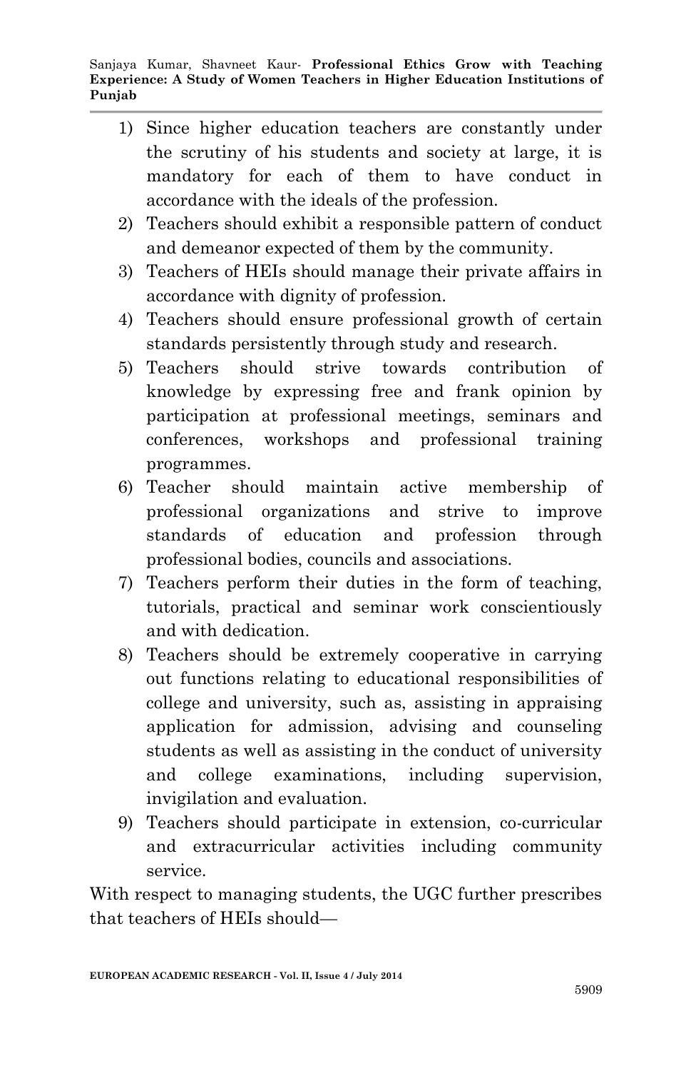1) Since higher education teachers are constantly under the scrutiny of his students and society at large, it is mandatory for each of them to have conduct in accordance with the ideals of the profession.
2) Teachers should exhibit a responsible pattern of conduct and demeanor expected of them by the community.
3) Teachers of HEIs should manage their private affairs in accordance with dignity of profession.
4) Teachers should ensure professional growth of certain standards persistently through study and research.
5) Teachers should strive towards contribution of knowledge by expressing free and frank opinion by participation at professional meetings, seminars and conferences, workshops and professional training programmes.
6) Teacher should maintain active membership of professional organizations and strive to improve standards of education and profession through professional bodies, councils and associations.
7) Teachers perform their duties in the form of teaching, tutorials, practical and seminar work conscientiously and with dedication.
8) Teachers should be extremely cooperative in carrying out functions relating to educational responsibilities of college and university, such as, assisting in appraising application for admission, advising and counseling students as well as assisting in the conduct of university and college examinations, including supervision, invigilation and evaluation.
9) Teachers should participate in extension, co-curricular and extracurricular activities including community service.

With respect to managing students, the UGC further prescribes that teachers of HEIs should—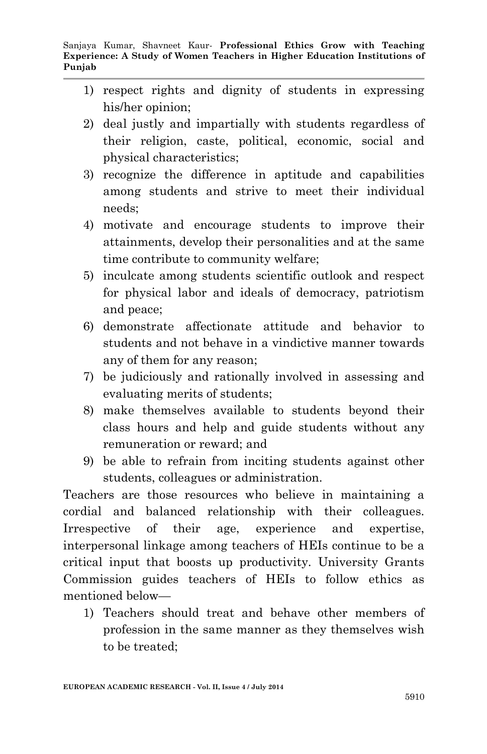1) respect rights and dignity of students in expressing his/her opinion;
2) deal justly and impartially with students regardless of their religion, caste, political, economic, social and physical characteristics;
3) recognize the difference in aptitude and capabilities among students and strive to meet their individual needs;
4) motivate and encourage students to improve their attainments, develop their personalities and at the same time contribute to community welfare;
5) inculcate among students scientific outlook and respect for physical labor and ideals of democracy, patriotism and peace;
6) demonstrate affectionate attitude and behavior to students and not behave in a vindictive manner towards any of them for any reason;
7) be judiciously and rationally involved in assessing and evaluating merits of students;
8) make themselves available to students beyond their class hours and help and guide students without any remuneration or reward; and
9) be able to refrain from inciting students against other students, colleagues or administration.

Teachers are those resources who believe in maintaining a cordial and balanced relationship with their colleagues. Irrespective of their age, experience and expertise, interpersonal linkage among teachers of HEIs continue to be a critical input that boosts up productivity. University Grants Commission guides teachers of HEIs to follow ethics as mentioned below—

1) Teachers should treat and behave other members of profession in the same manner as they themselves wish to be treated;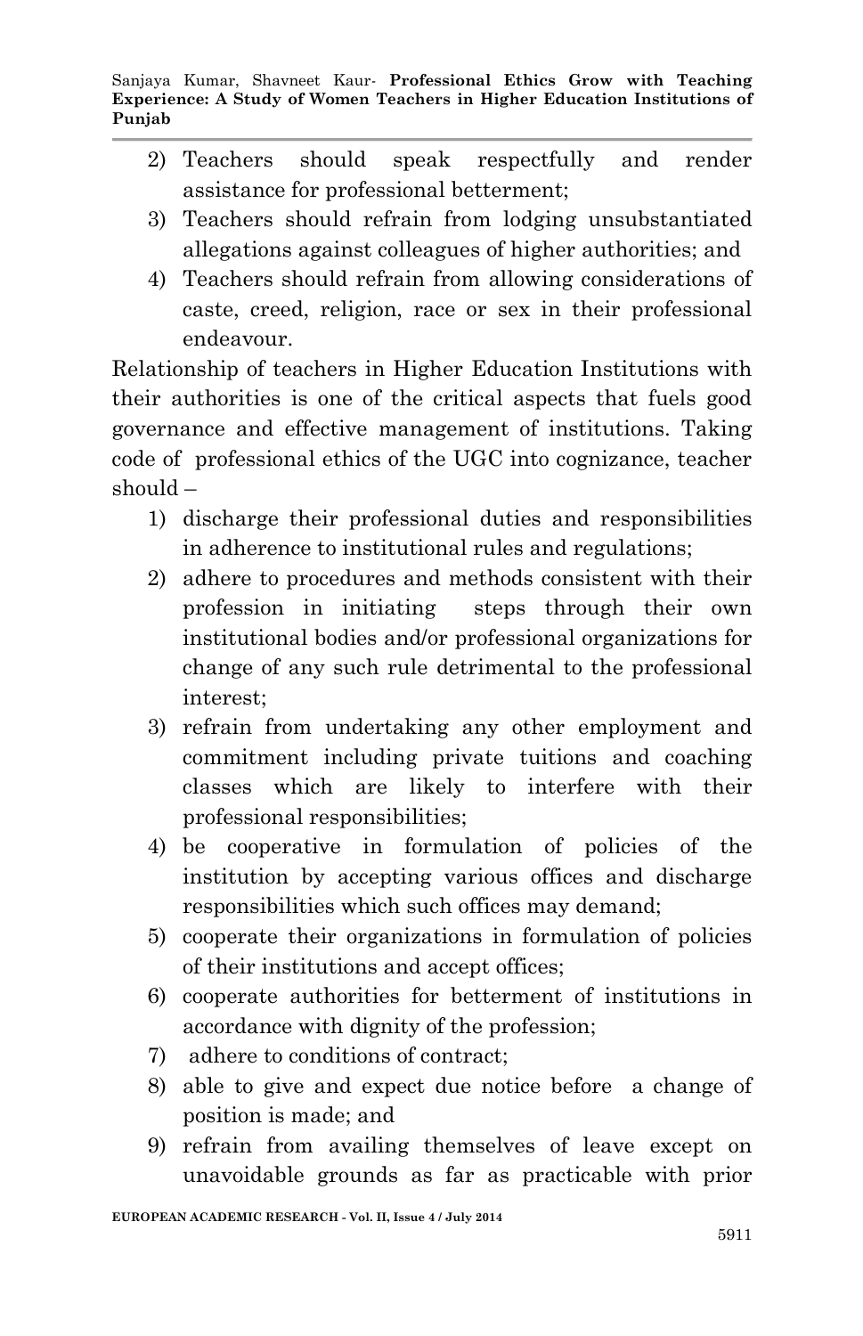2) Teachers should speak respectfully and render assistance for professional betterment;
3) Teachers should refrain from lodging unsubstantiated allegations against colleagues of higher authorities; and
4) Teachers should refrain from allowing considerations of caste, creed, religion, race or sex in their professional endeavour.

Relationship of teachers in Higher Education Institutions with their authorities is one of the critical aspects that fuels good governance and effective management of institutions. Taking code of professional ethics of the UGC into cognizance, teacher should –

1) discharge their professional duties and responsibilities in adherence to institutional rules and regulations;
2) adhere to procedures and methods consistent with their profession in initiating steps through their own institutional bodies and/or professional organizations for change of any such rule detrimental to the professional interest;
3) refrain from undertaking any other employment and commitment including private tuitions and coaching classes which are likely to interfere with their professional responsibilities;
4) be cooperative in formulation of policies of the institution by accepting various offices and discharge responsibilities which such offices may demand;
5) cooperate their organizations in formulation of policies of their institutions and accept offices;
6) cooperate authorities for betterment of institutions in accordance with dignity of the profession;
7) adhere to conditions of contract;
8) able to give and expect due notice before a change of position is made; and
9) refrain from availing themselves of leave except on unavoidable grounds as far as practicable with prior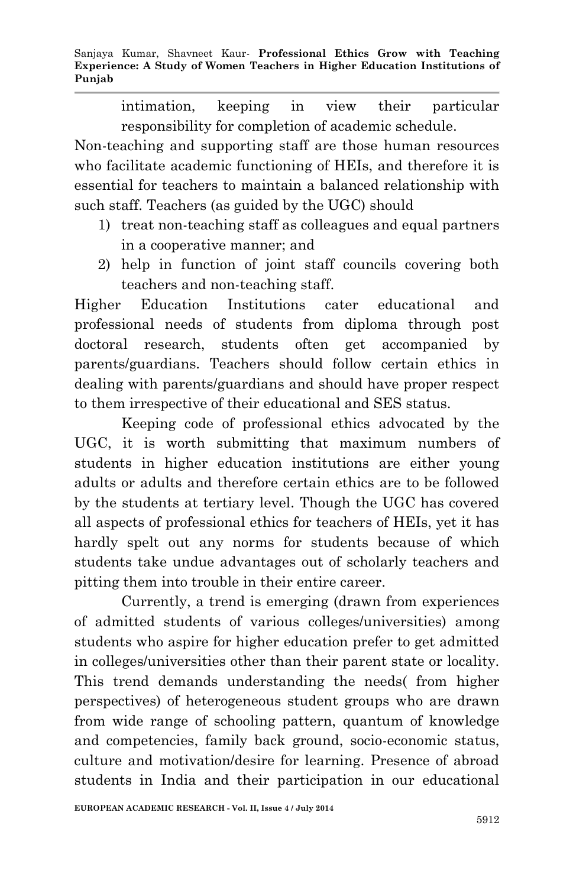intimation, keeping in view their particular responsibility for completion of academic schedule.

Non-teaching and supporting staff are those human resources who facilitate academic functioning of HEIs, and therefore it is essential for teachers to maintain a balanced relationship with such staff. Teachers (as guided by the UGC) should

1) treat non-teaching staff as colleagues and equal partners in a cooperative manner; and
2) help in function of joint staff councils covering both teachers and non-teaching staff.

Higher Education Institutions cater educational and professional needs of students from diploma through post doctoral research, students often get accompanied by parents/guardians. Teachers should follow certain ethics in dealing with parents/guardians and should have proper respect to them irrespective of their educational and SES status.

Keeping code of professional ethics advocated by the UGC, it is worth submitting that maximum numbers of students in higher education institutions are either young adults or adults and therefore certain ethics are to be followed by the students at tertiary level. Though the UGC has covered all aspects of professional ethics for teachers of HEIs, yet it has hardly spelt out any norms for students because of which students take undue advantages out of scholarly teachers and pitting them into trouble in their entire career.

Currently, a trend is emerging (drawn from experiences of admitted students of various colleges/universities) among students who aspire for higher education prefer to get admitted in colleges/universities other than their parent state or locality. This trend demands understanding the needs( from higher perspectives) of heterogeneous student groups who are drawn from wide range of schooling pattern, quantum of knowledge and competencies, family back ground, socio-economic status, culture and motivation/desire for learning. Presence of abroad students in India and their participation in our educational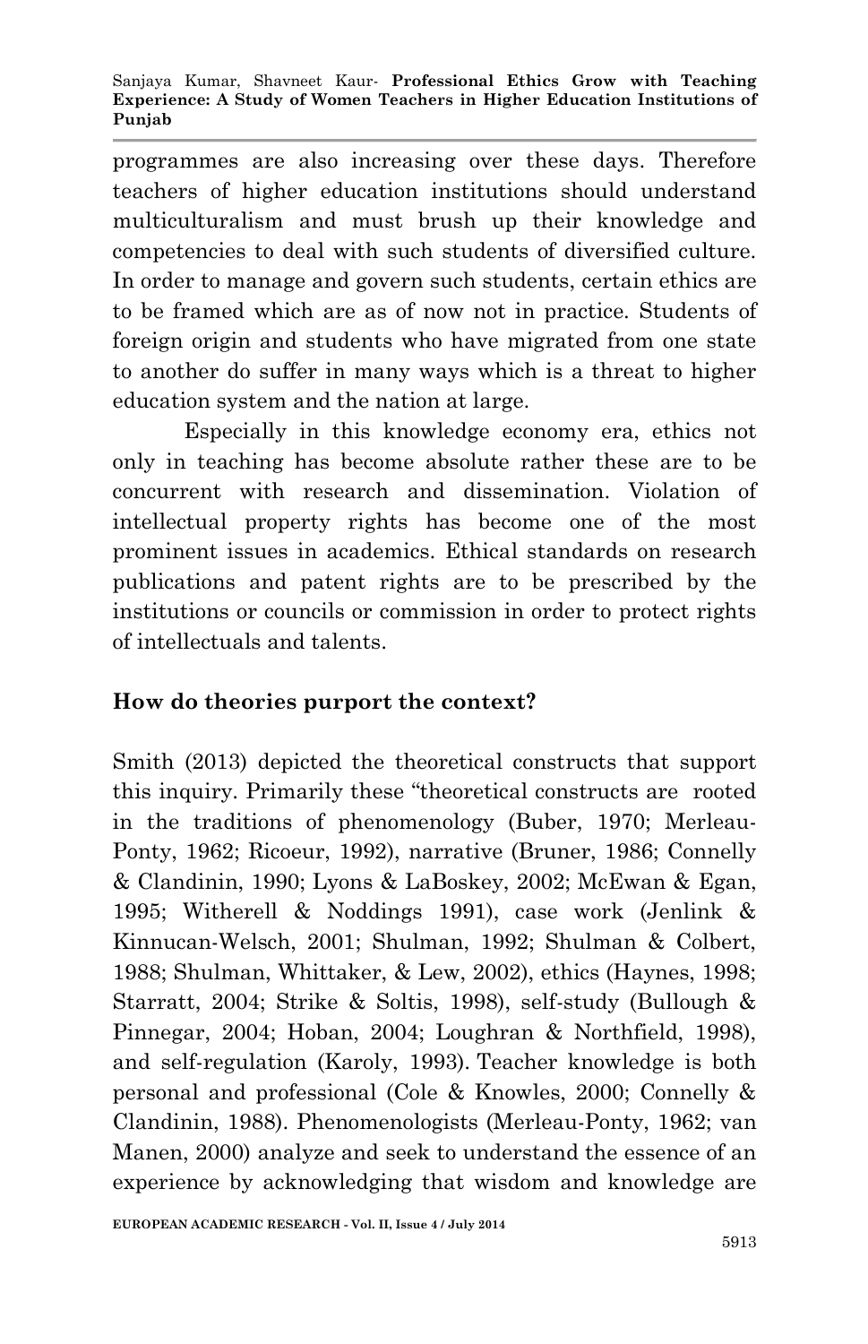programmes are also increasing over these days. Therefore teachers of higher education institutions should understand multiculturalism and must brush up their knowledge and competencies to deal with such students of diversified culture. In order to manage and govern such students, certain ethics are to be framed which are as of now not in practice. Students of foreign origin and students who have migrated from one state to another do suffer in many ways which is a threat to higher education system and the nation at large.

Especially in this knowledge economy era, ethics not only in teaching has become absolute rather these are to be concurrent with research and dissemination. Violation of intellectual property rights has become one of the most prominent issues in academics. Ethical standards on research publications and patent rights are to be prescribed by the institutions or councils or commission in order to protect rights of intellectuals and talents.

## How do theories purport the context?

Smith (2013) depicted the theoretical constructs that support this inquiry. Primarily these "theoretical constructs are rooted in the traditions of phenomenology (Buber, 1970; Merleau-Ponty, 1962; Ricoeur, 1992), narrative (Bruner, 1986; Connelly & Clandinin, 1990; Lyons & LaBoskey, 2002; McEwan & Egan, 1995; Witherell & Noddings 1991), case work (Jenlink & Kinnucan-Welsch, 2001; Shulman, 1992; Shulman & Colbert, 1988; Shulman, Whittaker, & Lew, 2002), ethics (Haynes, 1998; Starratt, 2004; Strike & Soltis, 1998), self-study (Bullough & Pinnegar, 2004; Hoban, 2004; Loughran & Northfield, 1998), and self-regulation (Karoly, 1993). Teacher knowledge is both personal and professional (Cole & Knowles, 2000; Connelly & Clandinin, 1988). Phenomenologists (Merleau-Ponty, 1962; van Manen, 2000) analyze and seek to understand the essence of an experience by acknowledging that wisdom and knowledge are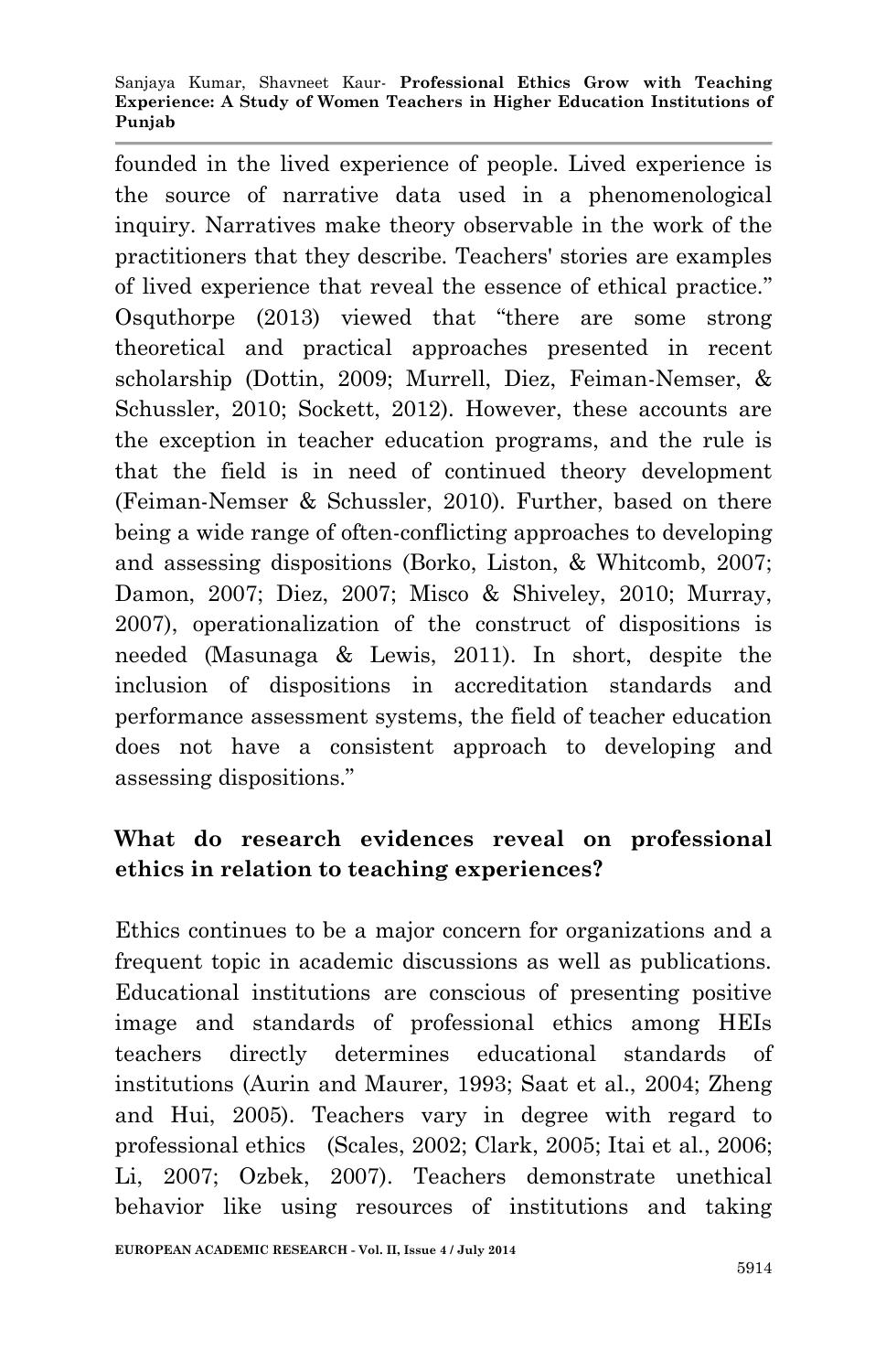founded in the lived experience of people. Lived experience is the source of narrative data used in a phenomenological inquiry. Narratives make theory observable in the work of the practitioners that they describe. Teachers' stories are examples of lived experience that reveal the essence of ethical practice." Osquthorpe (2013) viewed that "there are some strong theoretical and practical approaches presented in recent scholarship (Dottin, 2009; Murrell, Diez, Feiman-Nemser, & Schussler, 2010; Sockett, 2012). However, these accounts are the exception in teacher education programs, and the rule is that the field is in need of continued theory development (Feiman-Nemser & Schussler, 2010). Further, based on there being a wide range of often-conflicting approaches to developing and assessing dispositions (Borko, Liston, & Whitcomb, 2007; Damon, 2007; Diez, 2007; Misco & Shiveley, 2010; Murray, 2007), operationalization of the construct of dispositions is needed (Masunaga & Lewis, 2011). In short, despite the inclusion of dispositions in accreditation standards and performance assessment systems, the field of teacher education does not have a consistent approach to developing and assessing dispositions."

## What do research evidences reveal on professional ethics in relation to teaching experiences?

Ethics continues to be a major concern for organizations and a frequent topic in academic discussions as well as publications. Educational institutions are conscious of presenting positive image and standards of professional ethics among HEIs teachers directly determines educational standards of institutions (Aurin and Maurer, 1993; Saat et al., 2004; Zheng and Hui, 2005). Teachers vary in degree with regard to professional ethics (Scales, 2002; Clark, 2005; Itai et al., 2006; Li, 2007; Ozbek, 2007). Teachers demonstrate unethical behavior like using resources of institutions and taking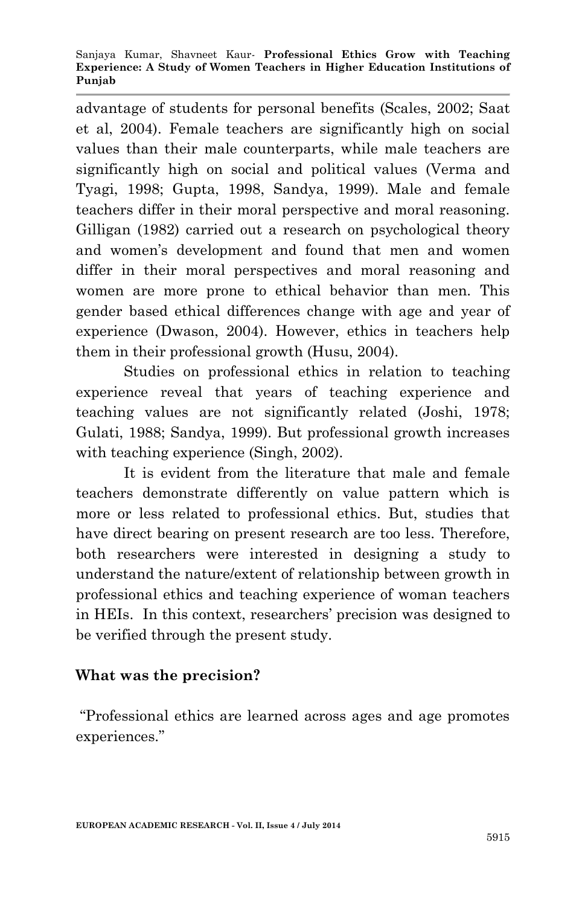advantage of students for personal benefits (Scales, 2002; Saat et al, 2004). Female teachers are significantly high on social values than their male counterparts, while male teachers are significantly high on social and political values (Verma and Tyagi, 1998; Gupta, 1998, Sandya, 1999). Male and female teachers differ in their moral perspective and moral reasoning. Gilligan (1982) carried out a research on psychological theory and women's development and found that men and women differ in their moral perspectives and moral reasoning and women are more prone to ethical behavior than men. This gender based ethical differences change with age and year of experience (Dwason, 2004). However, ethics in teachers help them in their professional growth (Husu, 2004).

Studies on professional ethics in relation to teaching experience reveal that years of teaching experience and teaching values are not significantly related (Joshi, 1978; Gulati, 1988; Sandya, 1999). But professional growth increases with teaching experience (Singh, 2002).

It is evident from the literature that male and female teachers demonstrate differently on value pattern which is more or less related to professional ethics. But, studies that have direct bearing on present research are too less. Therefore, both researchers were interested in designing a study to understand the nature/extent of relationship between growth in professional ethics and teaching experience of woman teachers in HEIs. In this context, researchers' precision was designed to be verified through the present study.

## What was the precision?

"Professional ethics are learned across ages and age promotes experiences."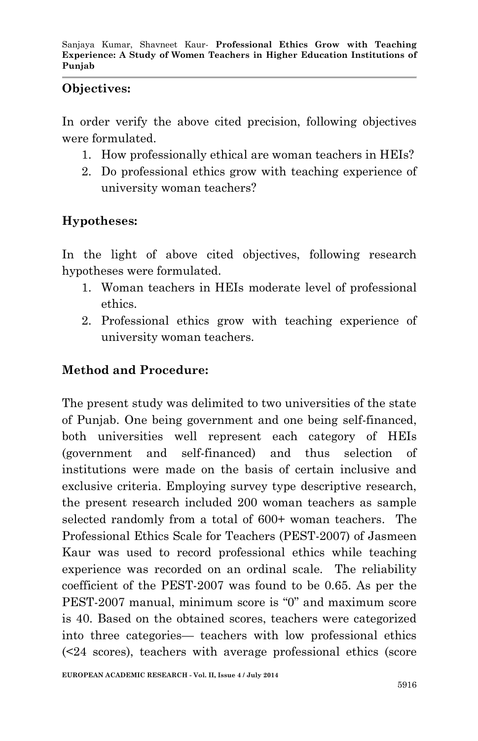**Objectives:**

In order verify the above cited precision, following objectives were formulated.

1. How professionally ethical are woman teachers in HEIs?
2. Do professional ethics grow with teaching experience of university woman teachers?

**Hypotheses:**

In the light of above cited objectives, following research hypotheses were formulated.

1. Woman teachers in HEIs moderate level of professional ethics.
2. Professional ethics grow with teaching experience of university woman teachers.

**Method and Procedure:**

The present study was delimited to two universities of the state of Punjab. One being government and one being self-financed, both universities well represent each category of HEIs (government and self-financed) and thus selection of institutions were made on the basis of certain inclusive and exclusive criteria. Employing survey type descriptive research, the present research included 200 woman teachers as sample selected randomly from a total of 600+ woman teachers. The Professional Ethics Scale for Teachers (PEST-2007) of Jasmeen Kaur was used to record professional ethics while teaching experience was recorded on an ordinal scale. The reliability coefficient of the PEST-2007 was found to be 0.65. As per the PEST-2007 manual, minimum score is "0" and maximum score is 40. Based on the obtained scores, teachers were categorized into three categories— teachers with low professional ethics (<24 scores), teachers with average professional ethics (score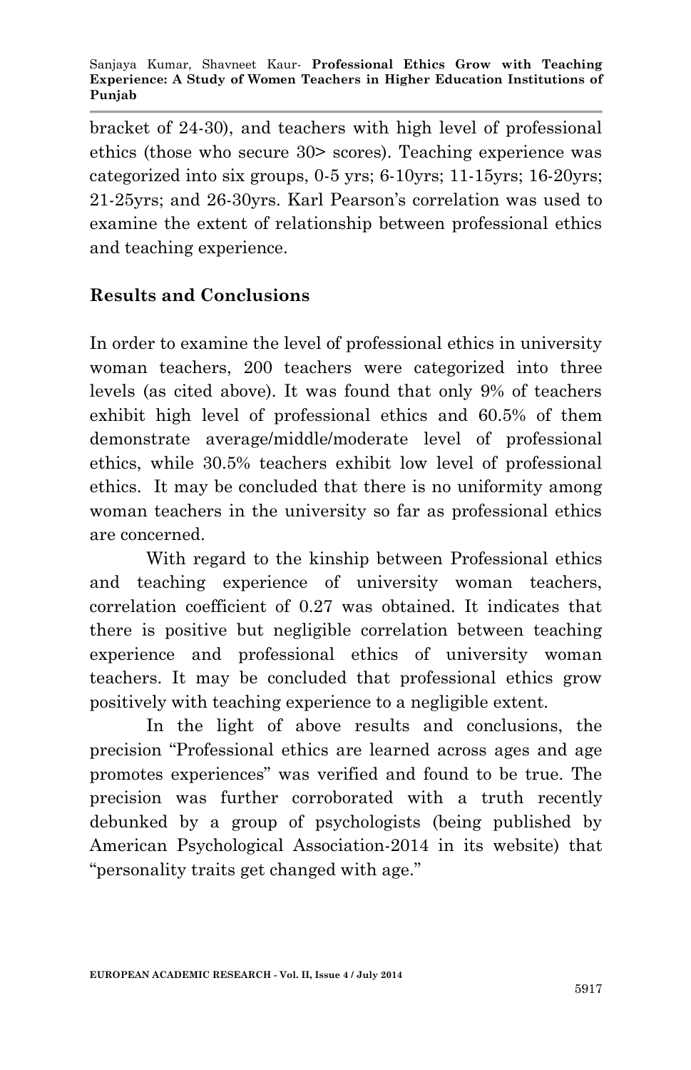bracket of 24-30), and teachers with high level of professional ethics (those who secure 30> scores). Teaching experience was categorized into six groups, 0-5 yrs; 6-10yrs; 11-15yrs; 16-20yrs; 21-25yrs; and 26-30yrs. Karl Pearson's correlation was used to examine the extent of relationship between professional ethics and teaching experience.

## Results and Conclusions

In order to examine the level of professional ethics in university woman teachers, 200 teachers were categorized into three levels (as cited above). It was found that only 9% of teachers exhibit high level of professional ethics and 60.5% of them demonstrate average/middle/moderate level of professional ethics, while 30.5% teachers exhibit low level of professional ethics. It may be concluded that there is no uniformity among woman teachers in the university so far as professional ethics are concerned.

With regard to the kinship between Professional ethics and teaching experience of university woman teachers, correlation coefficient of 0.27 was obtained. It indicates that there is positive but negligible correlation between teaching experience and professional ethics of university woman teachers. It may be concluded that professional ethics grow positively with teaching experience to a negligible extent.

In the light of above results and conclusions, the precision "Professional ethics are learned across ages and age promotes experiences" was verified and found to be true. The precision was further corroborated with a truth recently debunked by a group of psychologists (being published by American Psychological Association-2014 in its website) that "personality traits get changed with age."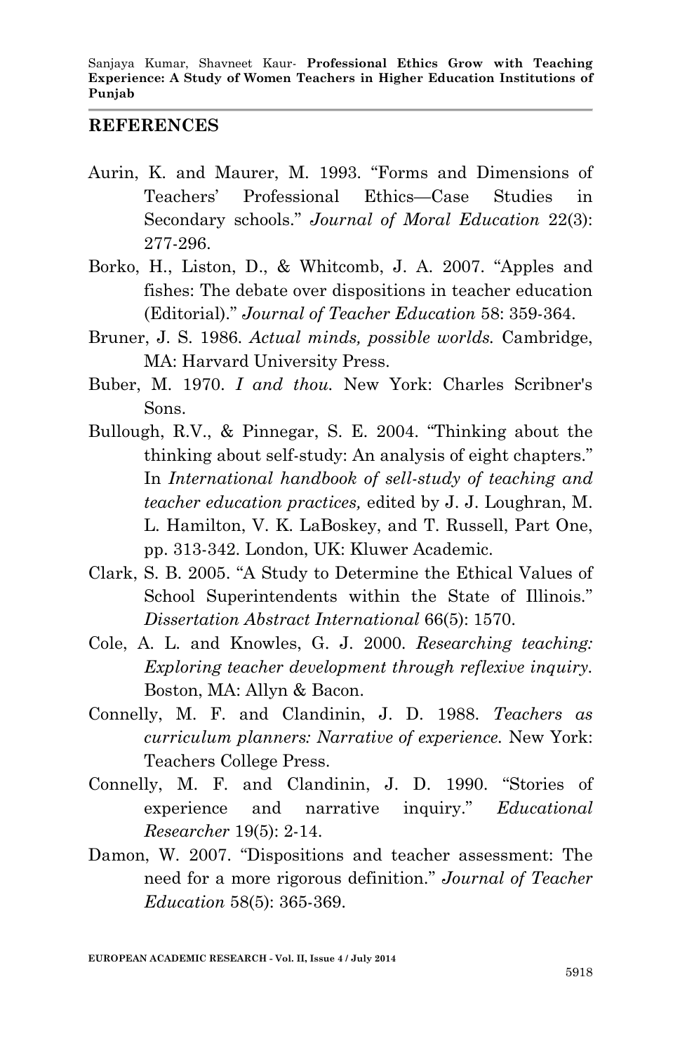## REFERENCES

Aurin, K. and Maurer, M. 1993. "Forms and Dimensions of Teachers' Professional Ethics—Case Studies in Secondary schools." *Journal of Moral Education* 22(3): 277-296.

Borko, H., Liston, D., & Whitcomb, J. A. 2007. "Apples and fishes: The debate over dispositions in teacher education (Editorial)." *Journal of Teacher Education* 58: 359-364.

Bruner, J. S. 1986. *Actual minds, possible worlds.* Cambridge, MA: Harvard University Press.

Buber, M. 1970. *I and thou.* New York: Charles Scribner's Sons.

Bullough, R.V., & Pinnegar, S. E. 2004. "Thinking about the thinking about self-study: An analysis of eight chapters." In *International handbook of sell-study of teaching and teacher education practices,* edited by J. J. Loughran, M. L. Hamilton, V. K. LaBoskey, and T. Russell, Part One, pp. 313-342. London, UK: Kluwer Academic.

Clark, S. B. 2005. "A Study to Determine the Ethical Values of School Superintendents within the State of Illinois." *Dissertation Abstract International* 66(5): 1570.

Cole, A. L. and Knowles, G. J. 2000. *Researching teaching: Exploring teacher development through reflexive inquiry.* Boston, MA: Allyn & Bacon.

Connelly, M. F. and Clandinin, J. D. 1988. *Teachers as curriculum planners: Narrative of experience.* New York: Teachers College Press.

Connelly, M. F. and Clandinin, J. D. 1990. "Stories of experience and narrative inquiry." *Educational Researcher* 19(5): 2-14.

Damon, W. 2007. "Dispositions and teacher assessment: The need for a more rigorous definition." *Journal of Teacher Education* 58(5): 365-369.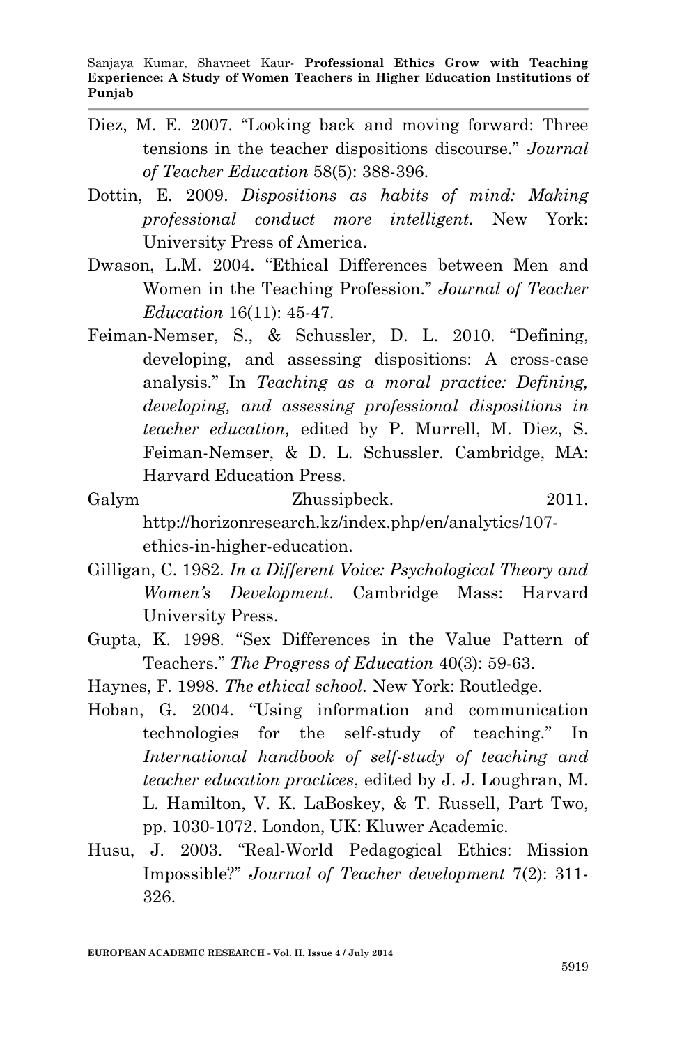Diez, M. E. 2007. "Looking back and moving forward: Three tensions in the teacher dispositions discourse." *Journal of Teacher Education* 58(5): 388-396.

Dottin, E. 2009. *Dispositions as habits of mind: Making professional conduct more intelligent.* New York: University Press of America.

Dwason, L.M. 2004. "Ethical Differences between Men and Women in the Teaching Profession." *Journal of Teacher Education* 16(11): 45-47.

Feiman-Nemser, S., & Schussler, D. L. 2010. "Defining, developing, and assessing dispositions: A cross-case analysis." In *Teaching as a moral practice: Defining, developing, and assessing professional dispositions in teacher education,* edited by P. Murrell, M. Diez, S. Feiman-Nemser, & D. L. Schussler. Cambridge, MA: Harvard Education Press.

Galym Zhussipbeck. 2011. http://horizonresearch.kz/index.php/en/analytics/107-ethics-in-higher-education.

Gilligan, C. 1982. *In a Different Voice: Psychological Theory and Women's Development*. Cambridge Mass: Harvard University Press.

Gupta, K. 1998. "Sex Differences in the Value Pattern of Teachers." *The Progress of Education* 40(3): 59-63.

Haynes, F. 1998. *The ethical school.* New York: Routledge.

Hoban, G. 2004. "Using information and communication technologies for the self-study of teaching." In *International handbook of self-study of teaching and teacher education practices*, edited by J. J. Loughran, M. L. Hamilton, V. K. LaBoskey, & T. Russell, Part Two, pp. 1030-1072. London, UK: Kluwer Academic.

Husu, J. 2003. "Real-World Pedagogical Ethics: Mission Impossible?" *Journal of Teacher development* 7(2): 311-326.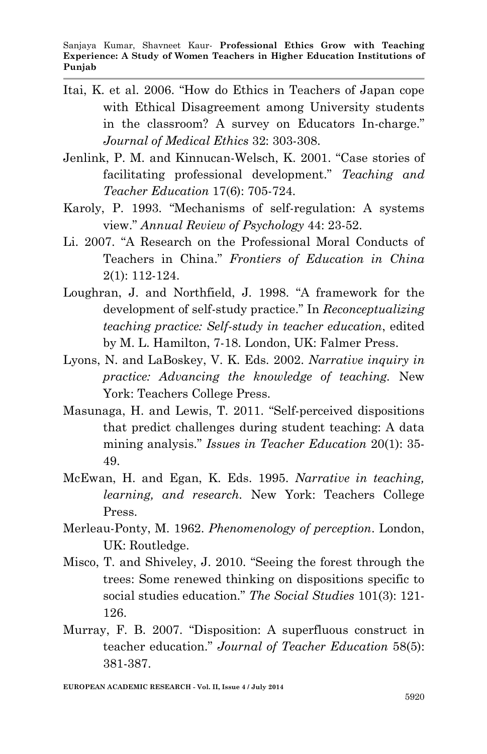Itai, K. et al. 2006. "How do Ethics in Teachers of Japan cope with Ethical Disagreement among University students in the classroom? A survey on Educators In-charge." *Journal of Medical Ethics* 32: 303-308.

Jenlink, P. M. and Kinnucan-Welsch, K. 2001. "Case stories of facilitating professional development." *Teaching and Teacher Education* 17(6): 705-724.

Karoly, P. 1993. "Mechanisms of self-regulation: A systems view." *Annual Review of Psychology* 44: 23-52.

Li. 2007. "A Research on the Professional Moral Conducts of Teachers in China." *Frontiers of Education in China* 2(1): 112-124.

Loughran, J. and Northfield, J. 1998. "A framework for the development of self-study practice." In *Reconceptualizing teaching practice: Self-study in teacher education*, edited by M. L. Hamilton, 7-18. London, UK: Falmer Press.

Lyons, N. and LaBoskey, V. K. Eds. 2002. *Narrative inquiry in practice: Advancing the knowledge of teaching.* New York: Teachers College Press.

Masunaga, H. and Lewis, T. 2011. "Self-perceived dispositions that predict challenges during student teaching: A data mining analysis." *Issues in Teacher Education* 20(1): 35-49.

McEwan, H. and Egan, K. Eds. 1995. *Narrative in teaching, learning, and research.* New York: Teachers College Press.

Merleau-Ponty, M. 1962. *Phenomenology of perception*. London, UK: Routledge.

Misco, T. and Shiveley, J. 2010. "Seeing the forest through the trees: Some renewed thinking on dispositions specific to social studies education." *The Social Studies* 101(3): 121-126.

Murray, F. B. 2007. "Disposition: A superfluous construct in teacher education." *Journal of Teacher Education* 58(5): 381-387.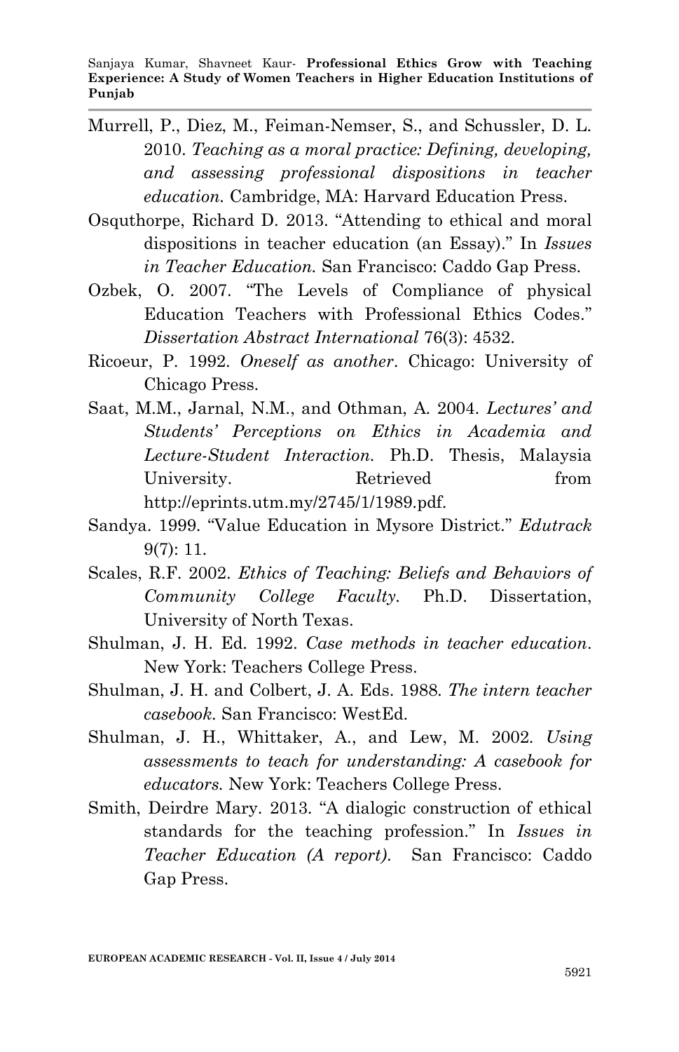Murrell, P., Diez, M., Feiman-Nemser, S., and Schussler, D. L. 2010. *Teaching as a moral practice: Defining, developing, and assessing professional dispositions in teacher education.* Cambridge, MA: Harvard Education Press.

Osquthorpe, Richard D. 2013. "Attending to ethical and moral dispositions in teacher education (an Essay)." In *Issues in Teacher Education.* San Francisco: Caddo Gap Press.

Ozbek, O. 2007. "The Levels of Compliance of physical Education Teachers with Professional Ethics Codes." *Dissertation Abstract International* 76(3): 4532.

Ricoeur, P. 1992. *Oneself as another*. Chicago: University of Chicago Press.

Saat, M.M., Jarnal, N.M., and Othman, A. 2004. *Lectures' and Students' Perceptions on Ethics in Academia and Lecture-Student Interaction.* Ph.D. Thesis, Malaysia University. Retrieved from http://eprints.utm.my/2745/1/1989.pdf.

Sandya. 1999. "Value Education in Mysore District." *Edutrack* 9(7): 11.

Scales, R.F. 2002. *Ethics of Teaching: Beliefs and Behaviors of Community College Faculty.* Ph.D. Dissertation, University of North Texas.

Shulman, J. H. Ed. 1992. *Case methods in teacher education*. New York: Teachers College Press.

Shulman, J. H. and Colbert, J. A. Eds. 1988. *The intern teacher casebook.* San Francisco: WestEd.

Shulman, J. H., Whittaker, A., and Lew, M. 2002. *Using assessments to teach for understanding: A casebook for educators.* New York: Teachers College Press.

Smith, Deirdre Mary. 2013. "A dialogic construction of ethical standards for the teaching profession." In *Issues in Teacher Education (A report).* San Francisco: Caddo Gap Press.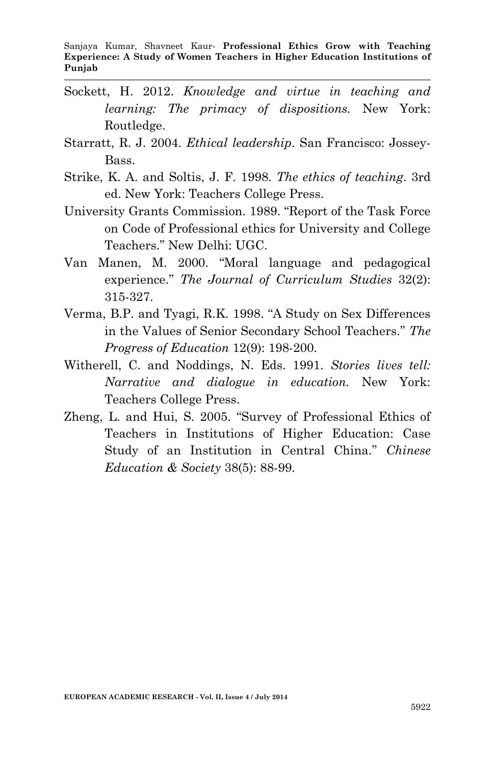Sockett, H. 2012. *Knowledge and virtue in teaching and learning: The primacy of dispositions.* New York: Routledge.

Starratt, R. J. 2004. *Ethical leadership*. San Francisco: Jossey-Bass.

Strike, K. A. and Soltis, J. F. 1998. *The ethics of teaching*. 3rd ed. New York: Teachers College Press.

University Grants Commission. 1989. "Report of the Task Force on Code of Professional ethics for University and College Teachers." New Delhi: UGC.

Van Manen, M. 2000. "Moral language and pedagogical experience." *The Journal of Curriculum Studies* 32(2): 315-327.

Verma, B.P. and Tyagi, R.K. 1998. "A Study on Sex Differences in the Values of Senior Secondary School Teachers." *The Progress of Education* 12(9): 198-200.

Witherell, C. and Noddings, N. Eds. 1991. *Stories lives tell: Narrative and dialogue in education.* New York: Teachers College Press.

Zheng, L. and Hui, S. 2005. "Survey of Professional Ethics of Teachers in Institutions of Higher Education: Case Study of an Institution in Central China." *Chinese Education & Society* 38(5): 88-99.